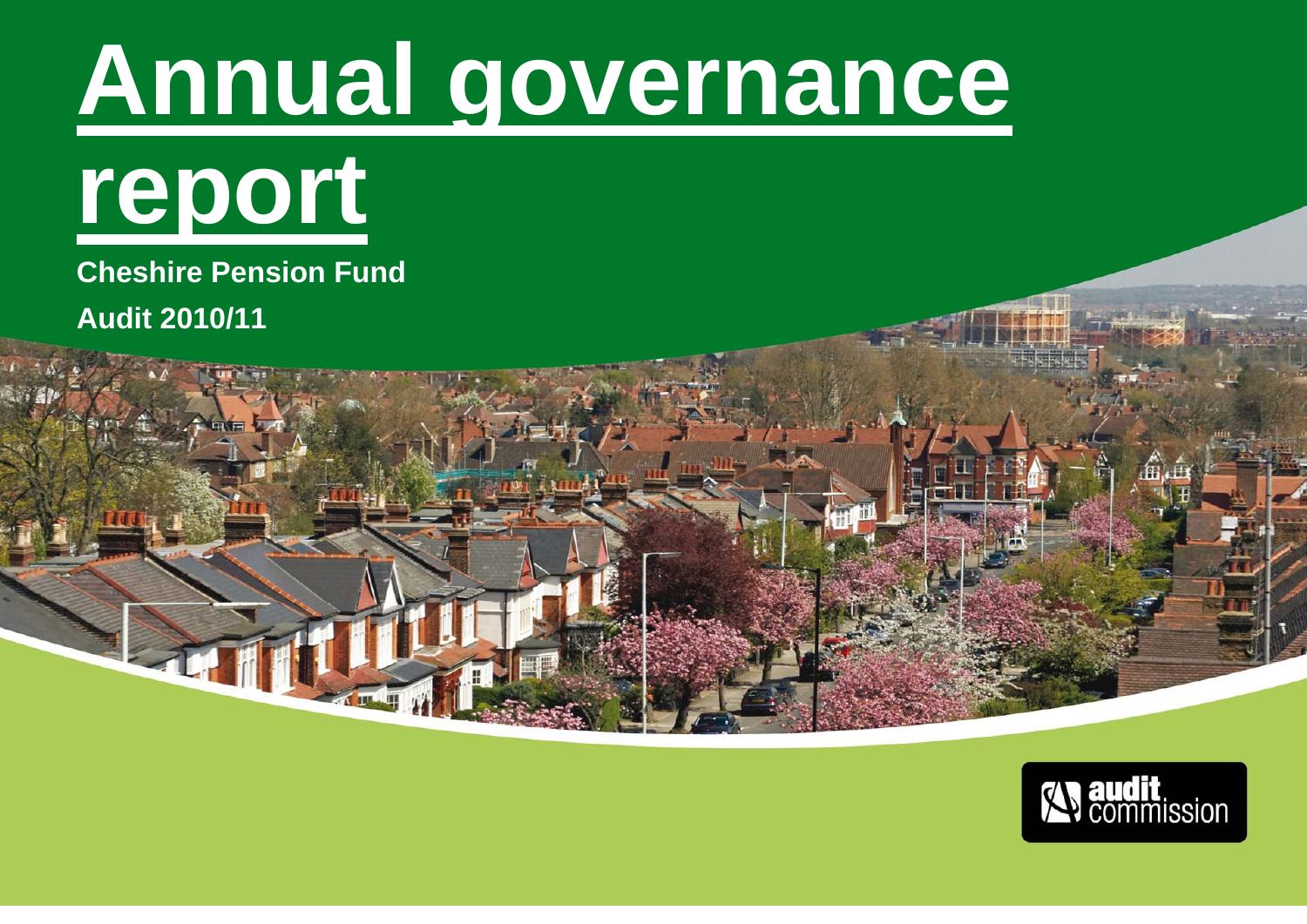# Annual governance report

**Cheshire Pension Fund**

**Audit 2010/11**

audit commission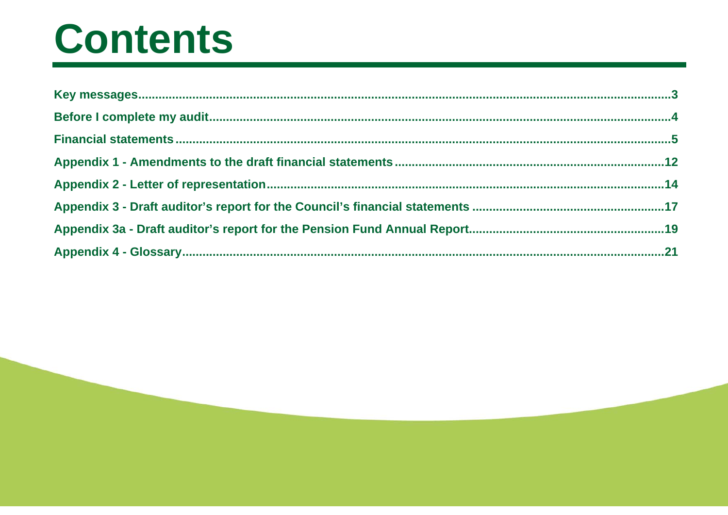# Contents

Key messages....................................................................................................................................3

Before I complete my audit................................................................................................................4

Financial statements..........................................................................................................................5

Appendix 1 - Amendments to the draft financial statements.............................................................12

Appendix 2 - Letter of representation...............................................................................................14

Appendix 3 - Draft auditor's report for the Council's financial statements ........................................17

Appendix 3a - Draft auditor's report for the Pension Fund Annual Report.........................................19

Appendix 4 - Glossary.......................................................................................................................21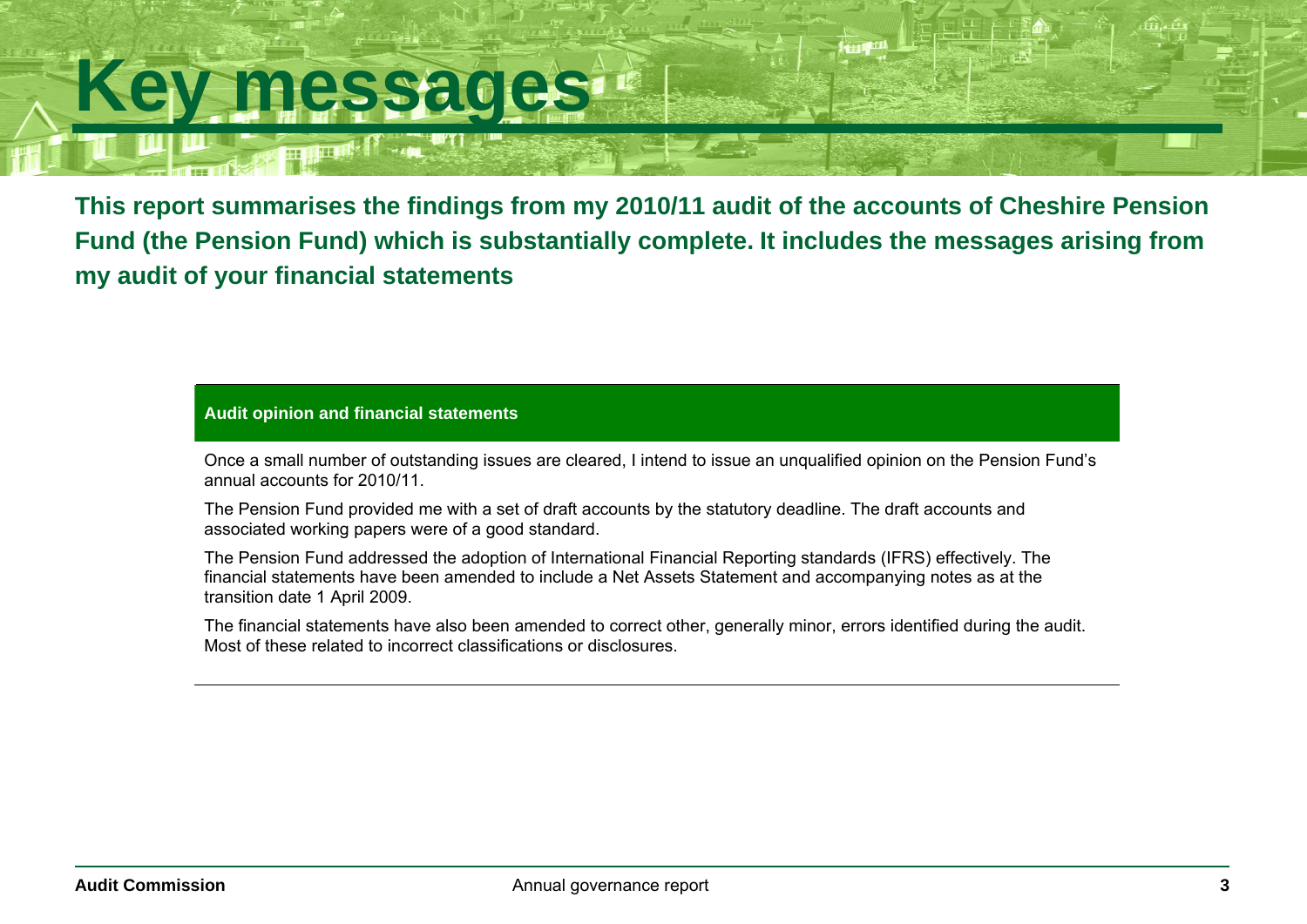# Key messages

**This report summarises the findings from my 2010/11 audit of the accounts of Cheshire Pension Fund (the Pension Fund) which is substantially complete. It includes the messages arising from my audit of your financial statements**

### Audit opinion and financial statements

Once a small number of outstanding issues are cleared, I intend to issue an unqualified opinion on the Pension Fund's annual accounts for 2010/11.

The Pension Fund provided me with a set of draft accounts by the statutory deadline. The draft accounts and associated working papers were of a good standard.

The Pension Fund addressed the adoption of International Financial Reporting standards (IFRS) effectively. The financial statements have been amended to include a Net Assets Statement and accompanying notes as at the transition date 1 April 2009.

The financial statements have also been amended to correct other, generally minor, errors identified during the audit. Most of these related to incorrect classifications or disclosures.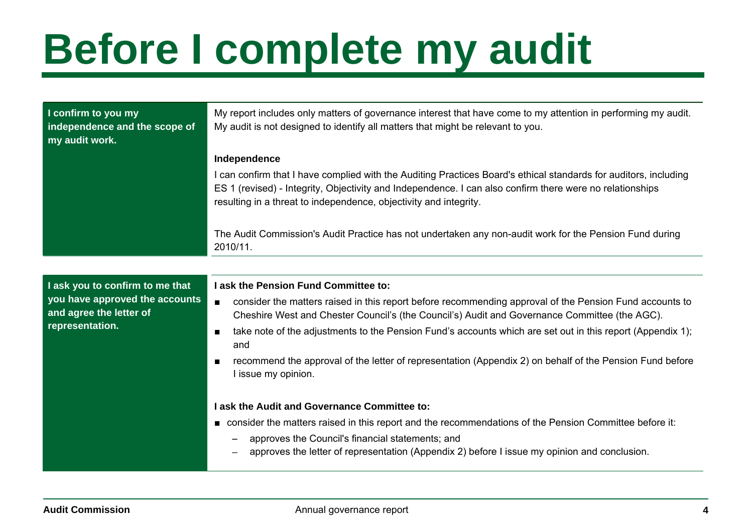# Before I complete my audit

**I confirm to you my independence and the scope of my audit work.**

My report includes only matters of governance interest that have come to my attention in performing my audit. My audit is not designed to identify all matters that might be relevant to you.

**Independence**

I can confirm that I have complied with the Auditing Practices Board's ethical standards for auditors, including ES 1 (revised) - Integrity, Objectivity and Independence. I can also confirm there were no relationships resulting in a threat to independence, objectivity and integrity.

The Audit Commission's Audit Practice has not undertaken any non-audit work for the Pension Fund during 2010/11.

**I ask you to confirm to me that you have approved the accounts and agree the letter of representation.**

**I ask the Pension Fund Committee to:**

- consider the matters raised in this report before recommending approval of the Pension Fund accounts to Cheshire West and Chester Council's (the Council's) Audit and Governance Committee (the AGC).
- take note of the adjustments to the Pension Fund's accounts which are set out in this report (Appendix 1); and
- recommend the approval of the letter of representation (Appendix 2) on behalf of the Pension Fund before I issue my opinion.

**I ask the Audit and Governance Committee to:**

- consider the matters raised in this report and the recommendations of the Pension Committee before it:
  - approves the Council's financial statements; and
  - approves the letter of representation (Appendix 2) before I issue my opinion and conclusion.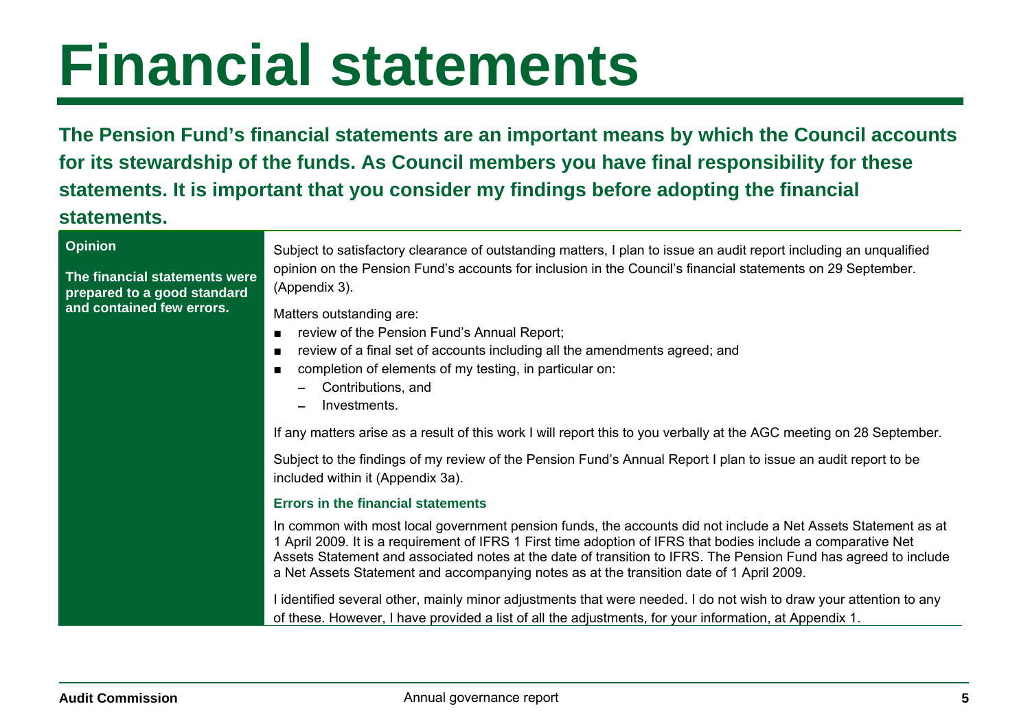# Financial statements

**The Pension Fund's financial statements are an important means by which the Council accounts for its stewardship of the funds. As Council members you have final responsibility for these statements. It is important that you consider my findings before adopting the financial statements.**

## Opinion

**The financial statements were prepared to a good standard and contained few errors.**

Subject to satisfactory clearance of outstanding matters, I plan to issue an audit report including an unqualified opinion on the Pension Fund's accounts for inclusion in the Council's financial statements on 29 September. (Appendix 3).

Matters outstanding are:

- review of the Pension Fund's Annual Report;
- review of a final set of accounts including all the amendments agreed; and
- completion of elements of my testing, in particular on:
  - Contributions, and
  - Investments.

If any matters arise as a result of this work I will report this to you verbally at the AGC meeting on 28 September.

Subject to the findings of my review of the Pension Fund's Annual Report I plan to issue an audit report to be included within it (Appendix 3a).

### Errors in the financial statements

In common with most local government pension funds, the accounts did not include a Net Assets Statement as at 1 April 2009. It is a requirement of IFRS 1 First time adoption of IFRS that bodies include a comparative Net Assets Statement and associated notes at the date of transition to IFRS. The Pension Fund has agreed to include a Net Assets Statement and accompanying notes as at the transition date of 1 April 2009.

I identified several other, mainly minor adjustments that were needed. I do not wish to draw your attention to any of these. However, I have provided a list of all the adjustments, for your information, at Appendix 1.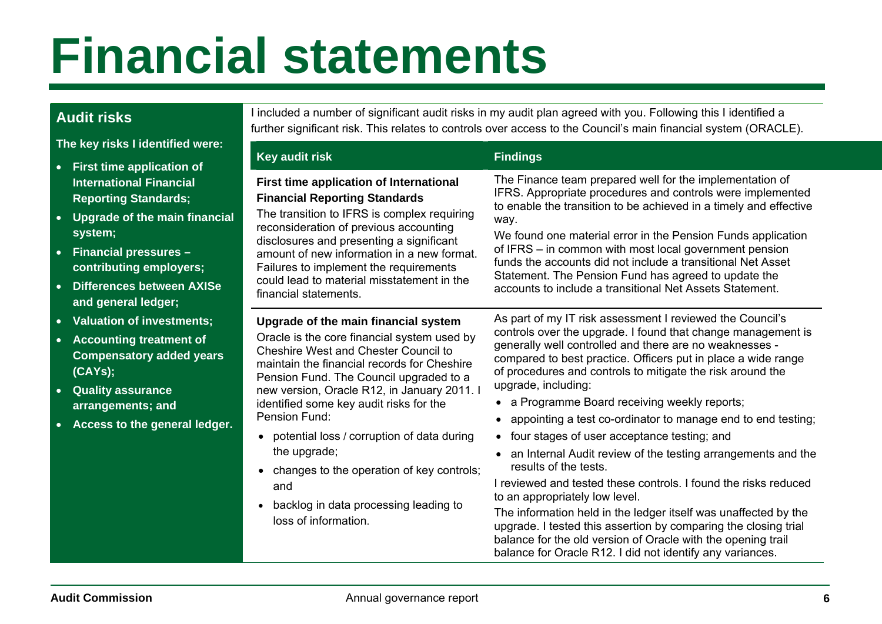# Financial statements

## Audit risks

**The key risks I identified were:**

- **First time application of International Financial Reporting Standards;**
- **Upgrade of the main financial system;**
- **Financial pressures – contributing employers;**
- **Differences between AXISe and general ledger;**
- **Valuation of investments;**
- **Accounting treatment of Compensatory added years (CAYs);**
- **Quality assurance arrangements; and**
- **Access to the general ledger.**

I included a number of significant audit risks in my audit plan agreed with you. Following this I identified a further significant risk. This relates to controls over access to the Council's main financial system (ORACLE).

| Key audit risk | Findings |
|---|---|
| **First time application of International Financial Reporting Standards**<br>The transition to IFRS is complex requiring reconsideration of previous accounting disclosures and presenting a significant amount of new information in a new format. Failures to implement the requirements could lead to material misstatement in the financial statements. | The Finance team prepared well for the implementation of IFRS. Appropriate procedures and controls were implemented to enable the transition to be achieved in a timely and effective way.<br>We found one material error in the Pension Funds application of IFRS – in common with most local government pension funds the accounts did not include a transitional Net Asset Statement. The Pension Fund has agreed to update the accounts to include a transitional Net Assets Statement. |
| **Upgrade of the main financial system**<br>Oracle is the core financial system used by Cheshire West and Chester Council to maintain the financial records for Cheshire Pension Fund. The Council upgraded to a new version, Oracle R12, in January 2011. I identified some key audit risks for the Pension Fund:<br>• potential loss / corruption of data during the upgrade;<br>• changes to the operation of key controls; and<br>• backlog in data processing leading to loss of information. | As part of my IT risk assessment I reviewed the Council's controls over the upgrade. I found that change management is generally well controlled and there are no weaknesses - compared to best practice. Officers put in place a wide range of procedures and controls to mitigate the risk around the upgrade, including:<br>• a Programme Board receiving weekly reports;<br>• appointing a test co-ordinator to manage end to end testing;<br>• four stages of user acceptance testing; and<br>• an Internal Audit review of the testing arrangements and the results of the tests.<br>I reviewed and tested these controls. I found the risks reduced to an appropriately low level.<br>The information held in the ledger itself was unaffected by the upgrade. I tested this assertion by comparing the closing trial balance for the old version of Oracle with the opening trail balance for Oracle R12. I did not identify any variances. |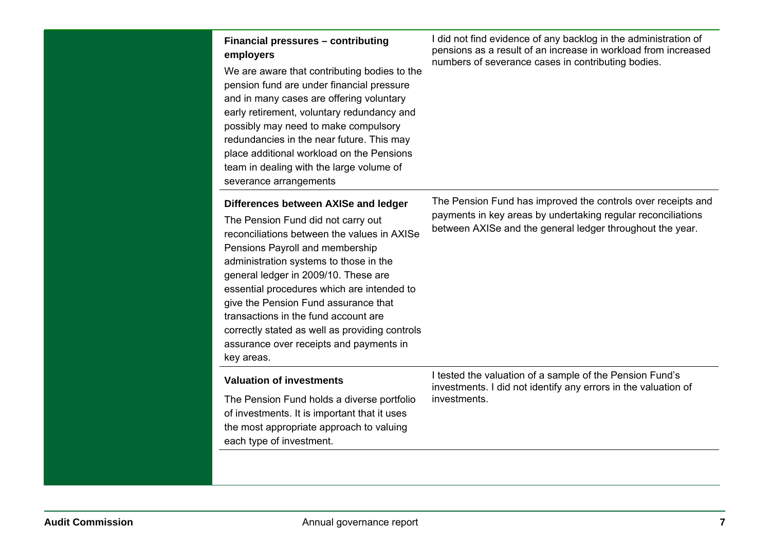| Risk | Finding |
| --- | --- |
| **Financial pressures – contributing employers**<br>We are aware that contributing bodies to the pension fund are under financial pressure and in many cases are offering voluntary early retirement, voluntary redundancy and possibly may need to make compulsory redundancies in the near future. This may place additional workload on the Pensions team in dealing with the large volume of severance arrangements | I did not find evidence of any backlog in the administration of pensions as a result of an increase in workload from increased numbers of severance cases in contributing bodies. |
| **Differences between AXISe and ledger**<br>The Pension Fund did not carry out reconciliations between the values in AXISe Pensions Payroll and membership administration systems to those in the general ledger in 2009/10. These are essential procedures which are intended to give the Pension Fund assurance that transactions in the fund account are correctly stated as well as providing controls assurance over receipts and payments in key areas. | The Pension Fund has improved the controls over receipts and payments in key areas by undertaking regular reconciliations between AXISe and the general ledger throughout the year. |
| **Valuation of investments**<br>The Pension Fund holds a diverse portfolio of investments. It is important that it uses the most appropriate approach to valuing each type of investment. | I tested the valuation of a sample of the Pension Fund's investments. I did not identify any errors in the valuation of investments. |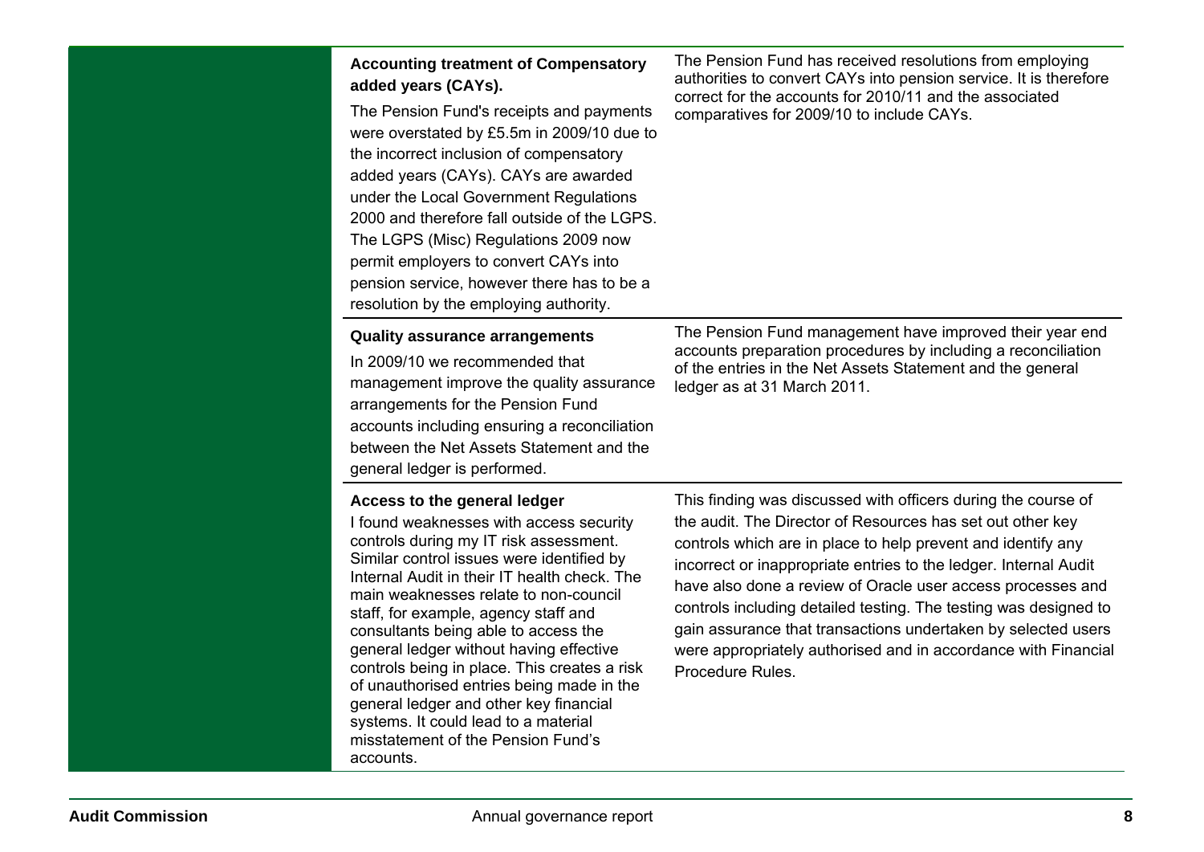| | |
|---|---|
| **Accounting treatment of Compensatory added years (CAYs).**<br>The Pension Fund's receipts and payments were overstated by £5.5m in 2009/10 due to the incorrect inclusion of compensatory added years (CAYs). CAYs are awarded under the Local Government Regulations 2000 and therefore fall outside of the LGPS. The LGPS (Misc) Regulations 2009 now permit employers to convert CAYs into pension service, however there has to be a resolution by the employing authority. | The Pension Fund has received resolutions from employing authorities to convert CAYs into pension service. It is therefore correct for the accounts for 2010/11 and the associated comparatives for 2009/10 to include CAYs. |
| **Quality assurance arrangements**<br>In 2009/10 we recommended that management improve the quality assurance arrangements for the Pension Fund accounts including ensuring a reconciliation between the Net Assets Statement and the general ledger is performed. | The Pension Fund management have improved their year end accounts preparation procedures by including a reconciliation of the entries in the Net Assets Statement and the general ledger as at 31 March 2011. |
| **Access to the general ledger**<br>I found weaknesses with access security controls during my IT risk assessment. Similar control issues were identified by Internal Audit in their IT health check. The main weaknesses relate to non-council staff, for example, agency staff and consultants being able to access the general ledger without having effective controls being in place. This creates a risk of unauthorised entries being made in the general ledger and other key financial systems. It could lead to a material misstatement of the Pension Fund's accounts. | This finding was discussed with officers during the course of the audit. The Director of Resources has set out other key controls which are in place to help prevent and identify any incorrect or inappropriate entries to the ledger. Internal Audit have also done a review of Oracle user access processes and controls including detailed testing. The testing was designed to gain assurance that transactions undertaken by selected users were appropriately authorised and in accordance with Financial Procedure Rules. |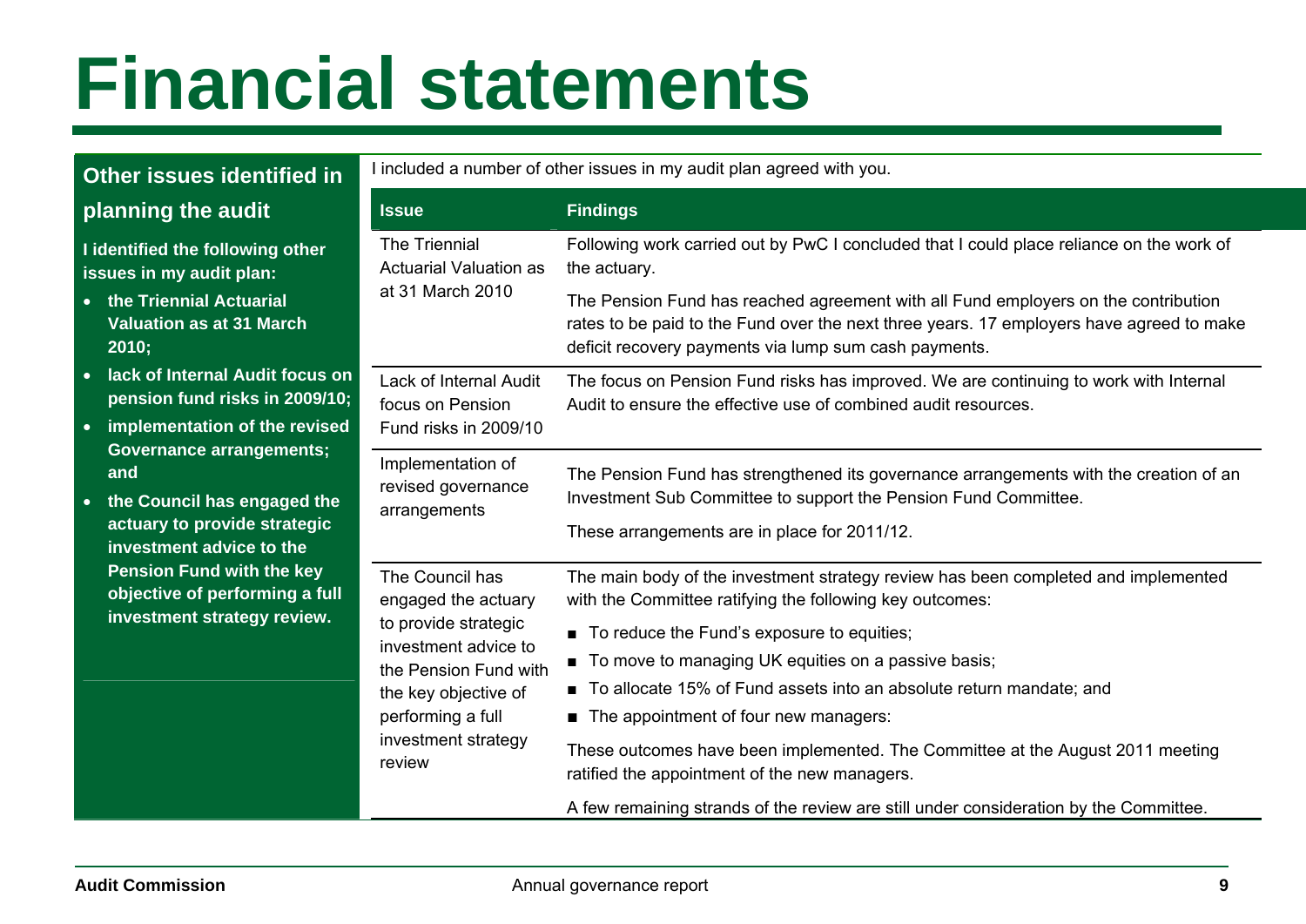# Financial statements

## Other issues identified in planning the audit

**I identified the following other issues in my audit plan:**

- **the Triennial Actuarial Valuation as at 31 March 2010;**
- **lack of Internal Audit focus on pension fund risks in 2009/10;**
- **implementation of the revised Governance arrangements; and**
- **the Council has engaged the actuary to provide strategic investment advice to the Pension Fund with the key objective of performing a full investment strategy review.**

I included a number of other issues in my audit plan agreed with you.

| Issue | Findings |
|---|---|
| The Triennial Actuarial Valuation as at 31 March 2010 | Following work carried out by PwC I concluded that I could place reliance on the work of the actuary.<br><br>The Pension Fund has reached agreement with all Fund employers on the contribution rates to be paid to the Fund over the next three years. 17 employers have agreed to make deficit recovery payments via lump sum cash payments. |
| Lack of Internal Audit focus on Pension Fund risks in 2009/10 | The focus on Pension Fund risks has improved. We are continuing to work with Internal Audit to ensure the effective use of combined audit resources. |
| Implementation of revised governance arrangements | The Pension Fund has strengthened its governance arrangements with the creation of an Investment Sub Committee to support the Pension Fund Committee.<br><br>These arrangements are in place for 2011/12. |
| The Council has engaged the actuary to provide strategic investment advice to the Pension Fund with the key objective of performing a full investment strategy review | The main body of the investment strategy review has been completed and implemented with the Committee ratifying the following key outcomes:<br><br>■ To reduce the Fund's exposure to equities;<br>■ To move to managing UK equities on a passive basis;<br>■ To allocate 15% of Fund assets into an absolute return mandate; and<br>■ The appointment of four new managers:<br><br>These outcomes have been implemented. The Committee at the August 2011 meeting ratified the appointment of the new managers.<br><br>A few remaining strands of the review are still under consideration by the Committee. |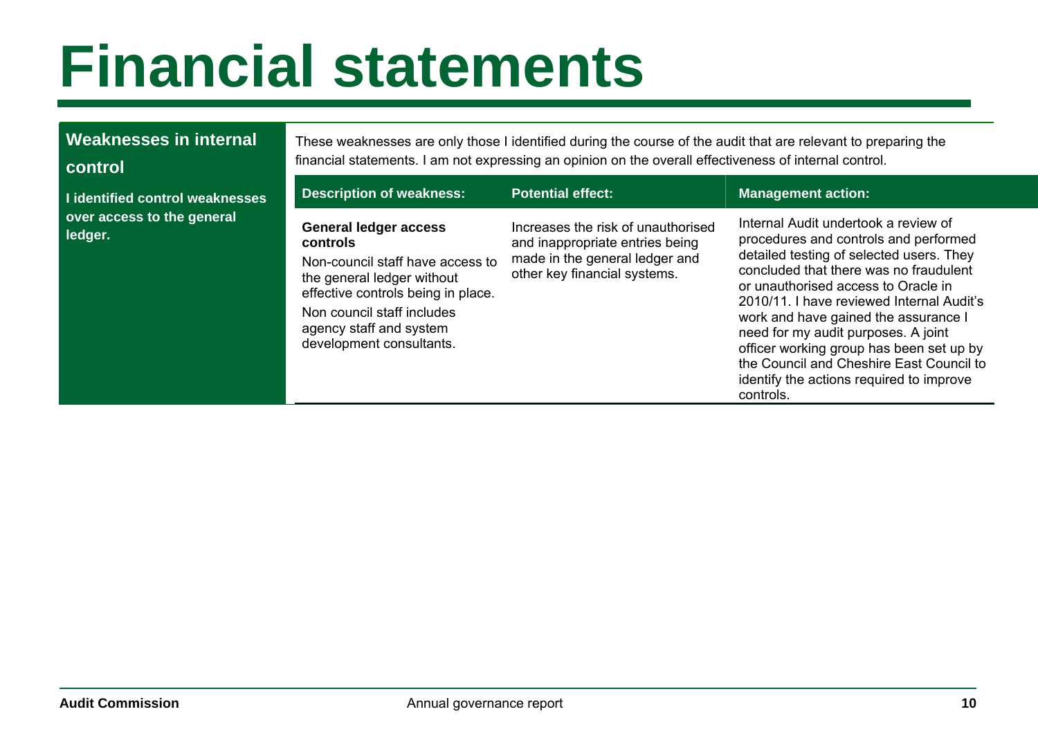# Financial statements

## Weaknesses in internal control

**I identified control weaknesses over access to the general ledger.**

These weaknesses are only those I identified during the course of the audit that are relevant to preparing the financial statements. I am not expressing an opinion on the overall effectiveness of internal control.

| Description of weakness: | Potential effect: | Management action: |
|---|---|---|
| **General ledger access controls**<br>Non-council staff have access to the general ledger without effective controls being in place.<br>Non council staff includes agency staff and system development consultants. | Increases the risk of unauthorised and inappropriate entries being made in the general ledger and other key financial systems. | Internal Audit undertook a review of procedures and controls and performed detailed testing of selected users. They concluded that there was no fraudulent or unauthorised access to Oracle in 2010/11. I have reviewed Internal Audit's work and have gained the assurance I need for my audit purposes. A joint officer working group has been set up by the Council and Cheshire East Council to identify the actions required to improve controls. |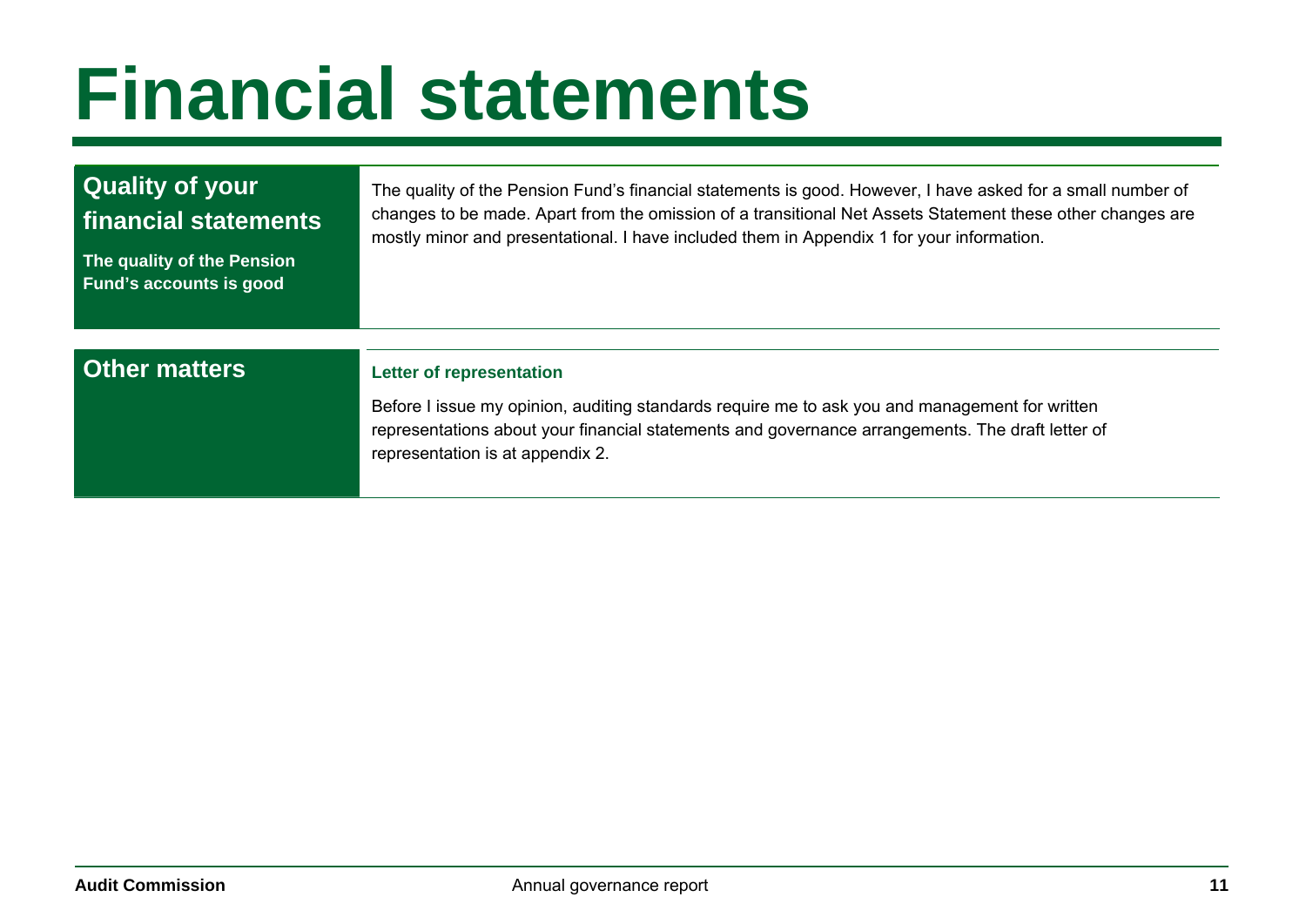# Financial statements

## Quality of your financial statements

**The quality of the Pension Fund's accounts is good**

The quality of the Pension Fund's financial statements is good. However, I have asked for a small number of changes to be made. Apart from the omission of a transitional Net Assets Statement these other changes are mostly minor and presentational. I have included them in Appendix 1 for your information.

## Other matters

### Letter of representation

Before I issue my opinion, auditing standards require me to ask you and management for written representations about your financial statements and governance arrangements. The draft letter of representation is at appendix 2.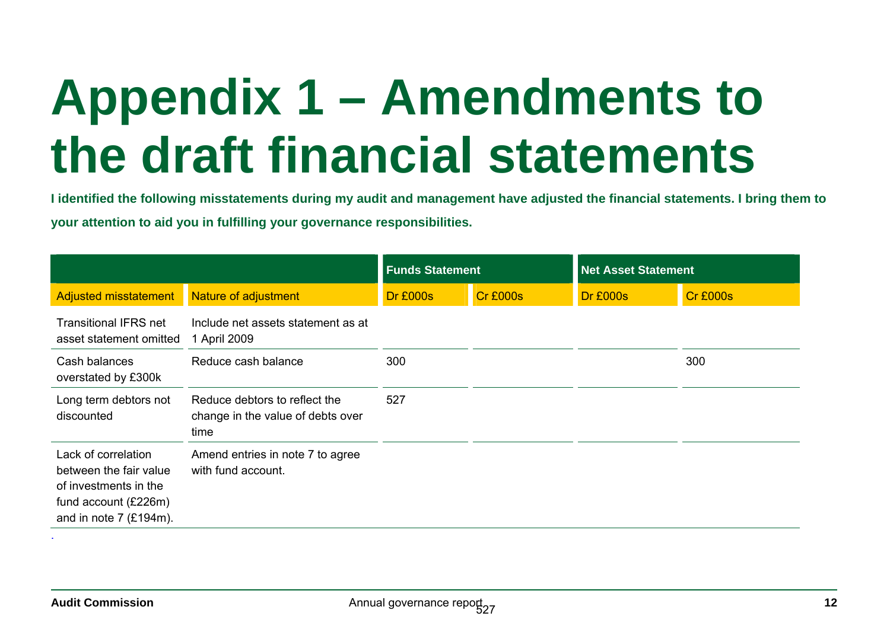# Appendix 1 – Amendments to the draft financial statements

**I identified the following misstatements during my audit and management have adjusted the financial statements. I bring them to your attention to aid you in fulfilling your governance responsibilities.**

| | | Funds Statement | | Net Asset Statement | |
|---|---|---|---|---|---|
| Adjusted misstatement | Nature of adjustment | Dr £000s | Cr £000s | Dr £000s | Cr £000s |
| Transitional IFRS net asset statement omitted | Include net assets statement as at 1 April 2009 | | | | |
| Cash balances overstated by £300k | Reduce cash balance | 300 | | | 300 |
| Long term debtors not discounted | Reduce debtors to reflect the change in the value of debts over time | 527 | | | |
| Lack of correlation between the fair value of investments in the fund account (£226m) and in note 7 (£194m). | Amend entries in note 7 to agree with fund account. | | | | |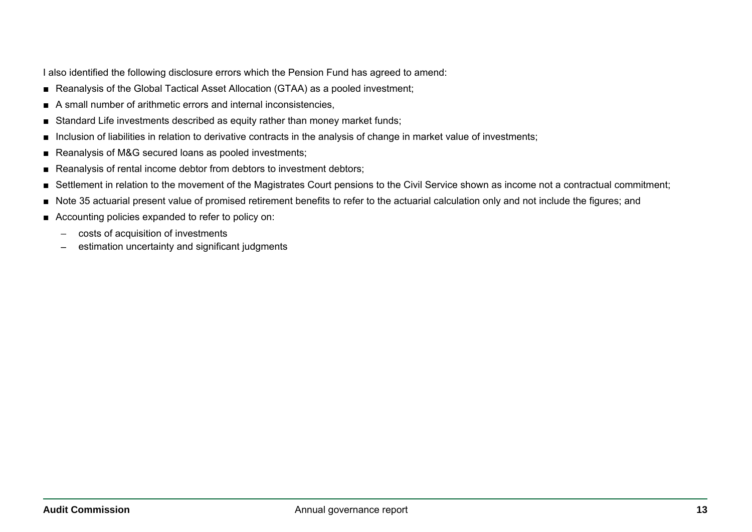I also identified the following disclosure errors which the Pension Fund has agreed to amend:

- Reanalysis of the Global Tactical Asset Allocation (GTAA) as a pooled investment;
- A small number of arithmetic errors and internal inconsistencies,
- Standard Life investments described as equity rather than money market funds;
- Inclusion of liabilities in relation to derivative contracts in the analysis of change in market value of investments;
- Reanalysis of M&G secured loans as pooled investments;
- Reanalysis of rental income debtor from debtors to investment debtors;
- Settlement in relation to the movement of the Magistrates Court pensions to the Civil Service shown as income not a contractual commitment;
- Note 35 actuarial present value of promised retirement benefits to refer to the actuarial calculation only and not include the figures; and
- Accounting policies expanded to refer to policy on:
  - costs of acquisition of investments
  - estimation uncertainty and significant judgments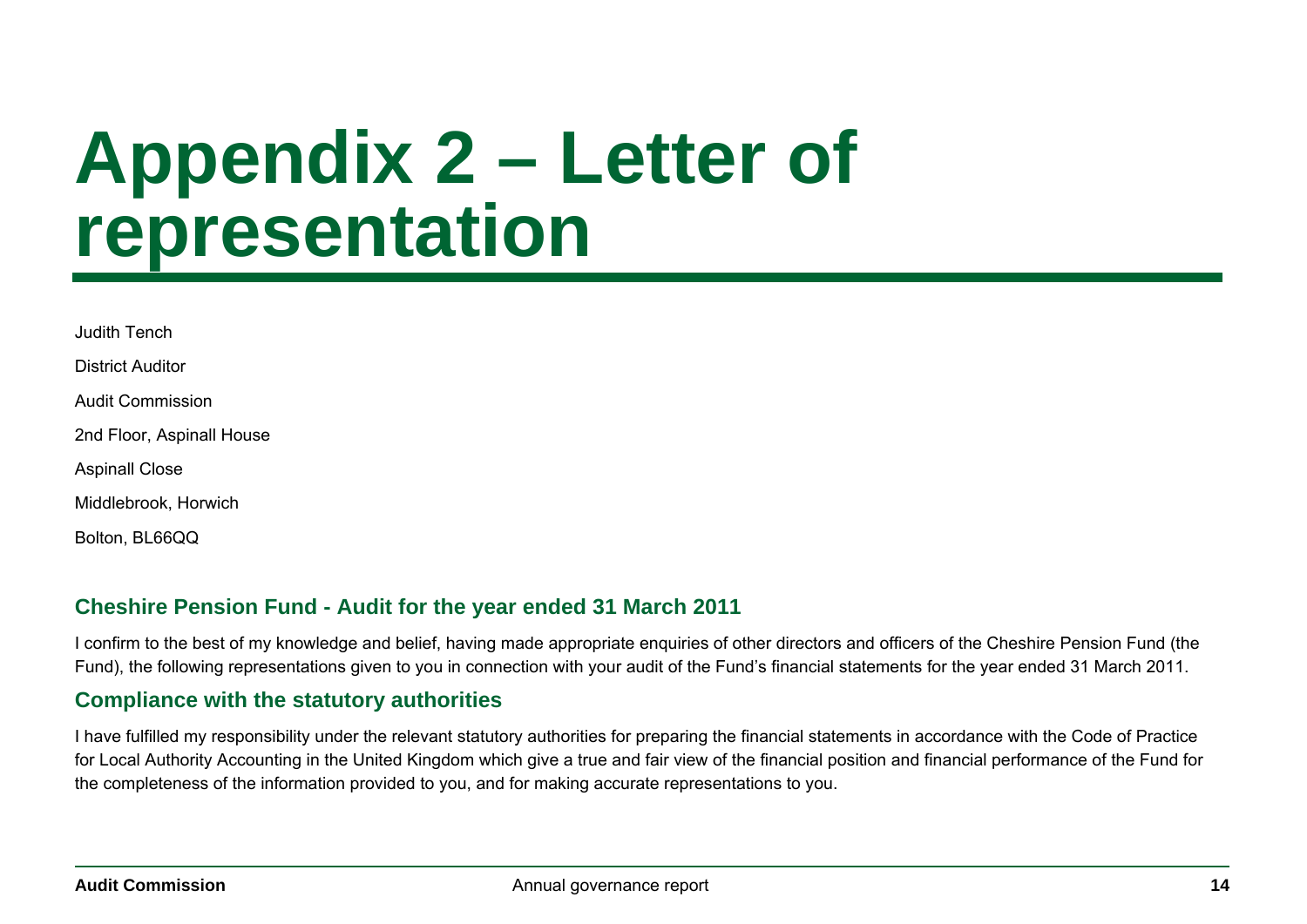# Appendix 2 – Letter of representation

Judith Tench

District Auditor

Audit Commission

2nd Floor, Aspinall House

Aspinall Close

Middlebrook, Horwich

Bolton, BL66QQ

## Cheshire Pension Fund - Audit for the year ended 31 March 2011

I confirm to the best of my knowledge and belief, having made appropriate enquiries of other directors and officers of the Cheshire Pension Fund (the Fund), the following representations given to you in connection with your audit of the Fund's financial statements for the year ended 31 March 2011.

## Compliance with the statutory authorities

I have fulfilled my responsibility under the relevant statutory authorities for preparing the financial statements in accordance with the Code of Practice for Local Authority Accounting in the United Kingdom which give a true and fair view of the financial position and financial performance of the Fund for the completeness of the information provided to you, and for making accurate representations to you.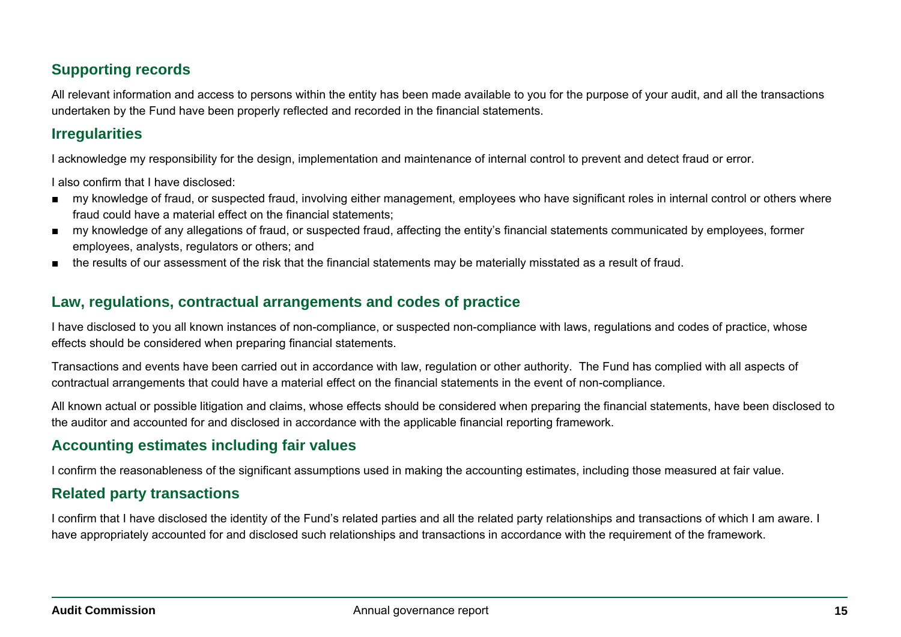## Supporting records

All relevant information and access to persons within the entity has been made available to you for the purpose of your audit, and all the transactions undertaken by the Fund have been properly reflected and recorded in the financial statements.

## Irregularities

I acknowledge my responsibility for the design, implementation and maintenance of internal control to prevent and detect fraud or error.

I also confirm that I have disclosed:

- my knowledge of fraud, or suspected fraud, involving either management, employees who have significant roles in internal control or others where fraud could have a material effect on the financial statements;
- my knowledge of any allegations of fraud, or suspected fraud, affecting the entity's financial statements communicated by employees, former employees, analysts, regulators or others; and
- the results of our assessment of the risk that the financial statements may be materially misstated as a result of fraud.

## Law, regulations, contractual arrangements and codes of practice

I have disclosed to you all known instances of non-compliance, or suspected non-compliance with laws, regulations and codes of practice, whose effects should be considered when preparing financial statements.

Transactions and events have been carried out in accordance with law, regulation or other authority. The Fund has complied with all aspects of contractual arrangements that could have a material effect on the financial statements in the event of non-compliance.

All known actual or possible litigation and claims, whose effects should be considered when preparing the financial statements, have been disclosed to the auditor and accounted for and disclosed in accordance with the applicable financial reporting framework.

## Accounting estimates including fair values

I confirm the reasonableness of the significant assumptions used in making the accounting estimates, including those measured at fair value.

## Related party transactions

I confirm that I have disclosed the identity of the Fund's related parties and all the related party relationships and transactions of which I am aware. I have appropriately accounted for and disclosed such relationships and transactions in accordance with the requirement of the framework.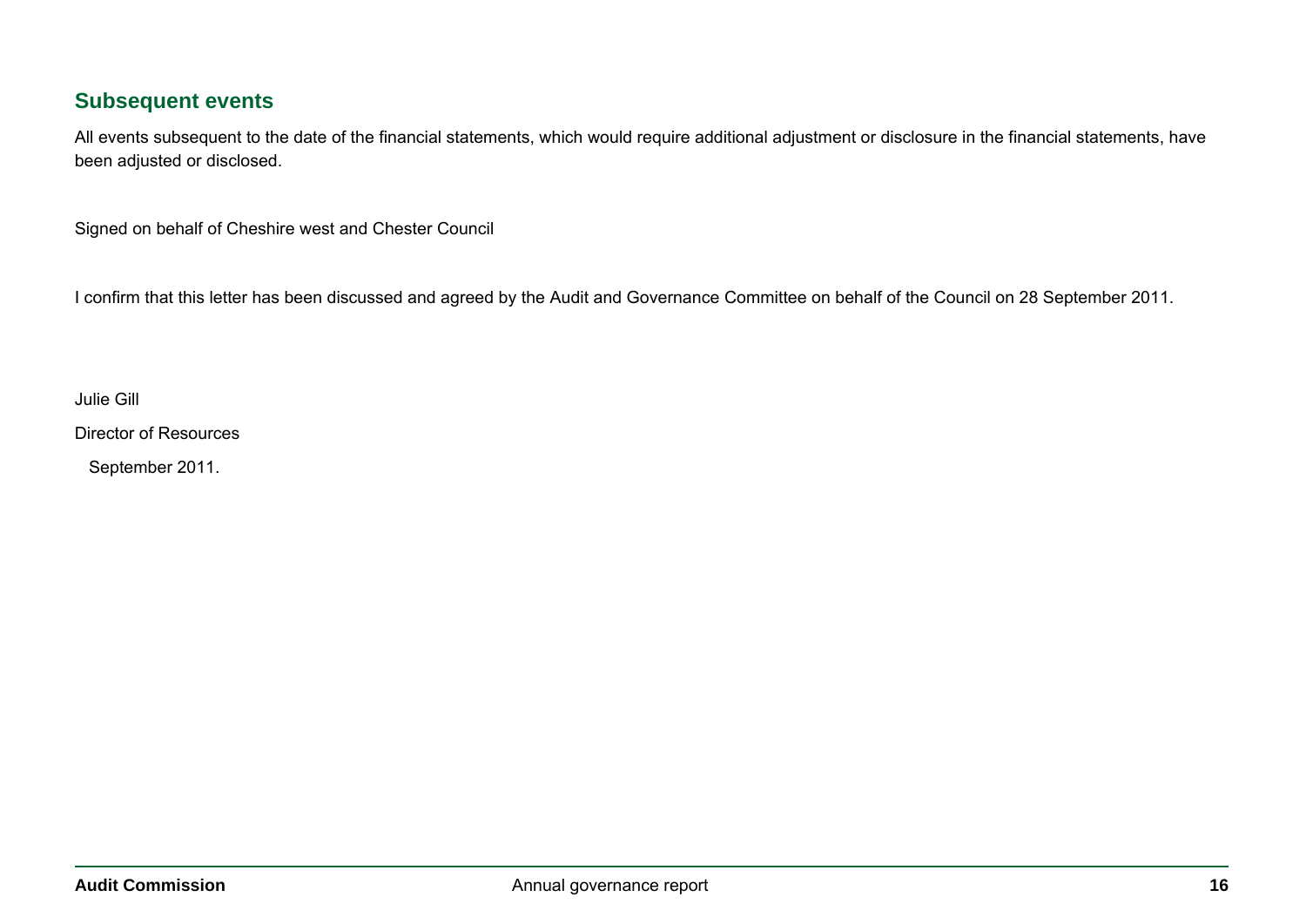## Subsequent events

All events subsequent to the date of the financial statements, which would require additional adjustment or disclosure in the financial statements, have been adjusted or disclosed.

Signed on behalf of Cheshire west and Chester Council

I confirm that this letter has been discussed and agreed by the Audit and Governance Committee on behalf of the Council on 28 September 2011.

Julie Gill

Director of Resources

September 2011.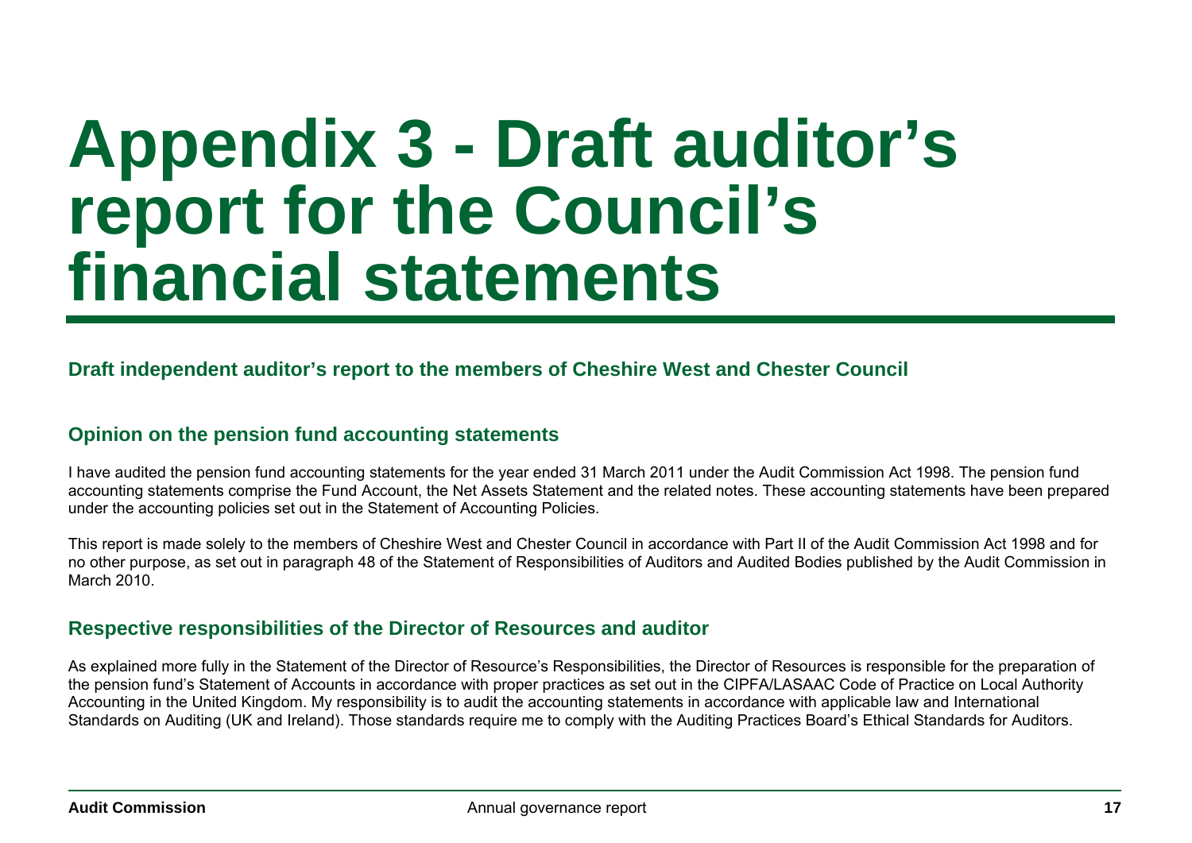# Appendix 3 - Draft auditor's report for the Council's financial statements

### Draft independent auditor's report to the members of Cheshire West and Chester Council

### Opinion on the pension fund accounting statements

I have audited the pension fund accounting statements for the year ended 31 March 2011 under the Audit Commission Act 1998. The pension fund accounting statements comprise the Fund Account, the Net Assets Statement and the related notes. These accounting statements have been prepared under the accounting policies set out in the Statement of Accounting Policies.

This report is made solely to the members of Cheshire West and Chester Council in accordance with Part II of the Audit Commission Act 1998 and for no other purpose, as set out in paragraph 48 of the Statement of Responsibilities of Auditors and Audited Bodies published by the Audit Commission in March 2010.

### Respective responsibilities of the Director of Resources and auditor

As explained more fully in the Statement of the Director of Resource's Responsibilities, the Director of Resources is responsible for the preparation of the pension fund's Statement of Accounts in accordance with proper practices as set out in the CIPFA/LASAAC Code of Practice on Local Authority Accounting in the United Kingdom. My responsibility is to audit the accounting statements in accordance with applicable law and International Standards on Auditing (UK and Ireland). Those standards require me to comply with the Auditing Practices Board's Ethical Standards for Auditors.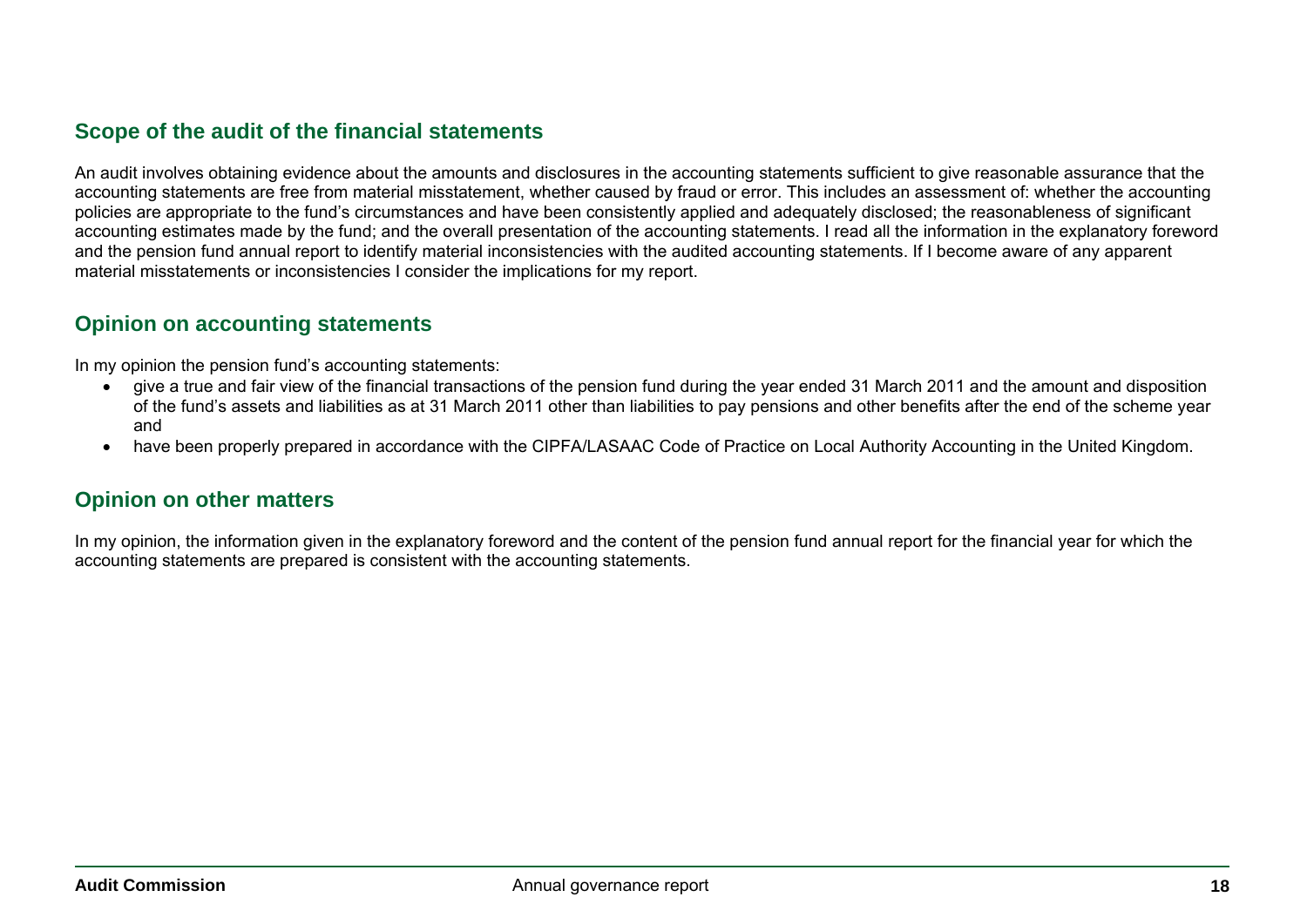## Scope of the audit of the financial statements

An audit involves obtaining evidence about the amounts and disclosures in the accounting statements sufficient to give reasonable assurance that the accounting statements are free from material misstatement, whether caused by fraud or error. This includes an assessment of: whether the accounting policies are appropriate to the fund's circumstances and have been consistently applied and adequately disclosed; the reasonableness of significant accounting estimates made by the fund; and the overall presentation of the accounting statements. I read all the information in the explanatory foreword and the pension fund annual report to identify material inconsistencies with the audited accounting statements. If I become aware of any apparent material misstatements or inconsistencies I consider the implications for my report.

## Opinion on accounting statements

In my opinion the pension fund's accounting statements:

- give a true and fair view of the financial transactions of the pension fund during the year ended 31 March 2011 and the amount and disposition of the fund's assets and liabilities as at 31 March 2011 other than liabilities to pay pensions and other benefits after the end of the scheme year and
- have been properly prepared in accordance with the CIPFA/LASAAC Code of Practice on Local Authority Accounting in the United Kingdom.

## Opinion on other matters

In my opinion, the information given in the explanatory foreword and the content of the pension fund annual report for the financial year for which the accounting statements are prepared is consistent with the accounting statements.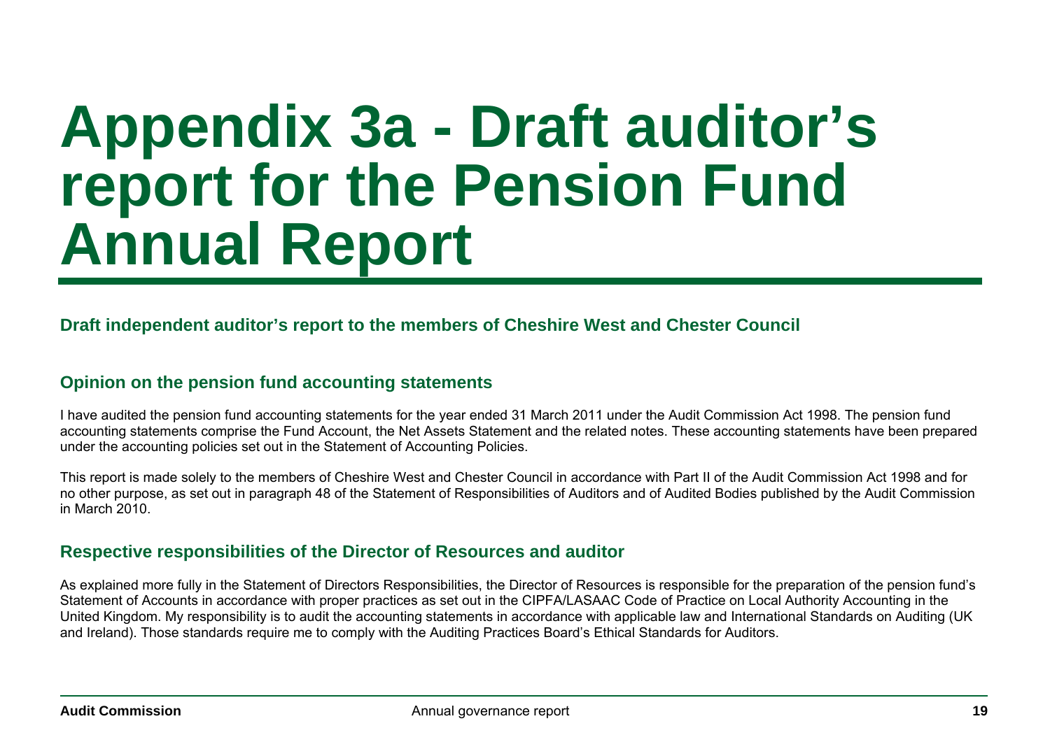# Appendix 3a - Draft auditor's report for the Pension Fund Annual Report

## Draft independent auditor's report to the members of Cheshire West and Chester Council

### Opinion on the pension fund accounting statements

I have audited the pension fund accounting statements for the year ended 31 March 2011 under the Audit Commission Act 1998. The pension fund accounting statements comprise the Fund Account, the Net Assets Statement and the related notes. These accounting statements have been prepared under the accounting policies set out in the Statement of Accounting Policies.

This report is made solely to the members of Cheshire West and Chester Council in accordance with Part II of the Audit Commission Act 1998 and for no other purpose, as set out in paragraph 48 of the Statement of Responsibilities of Auditors and of Audited Bodies published by the Audit Commission in March 2010.

### Respective responsibilities of the Director of Resources and auditor

As explained more fully in the Statement of Directors Responsibilities, the Director of Resources is responsible for the preparation of the pension fund's Statement of Accounts in accordance with proper practices as set out in the CIPFA/LASAAC Code of Practice on Local Authority Accounting in the United Kingdom. My responsibility is to audit the accounting statements in accordance with applicable law and International Standards on Auditing (UK and Ireland). Those standards require me to comply with the Auditing Practices Board's Ethical Standards for Auditors.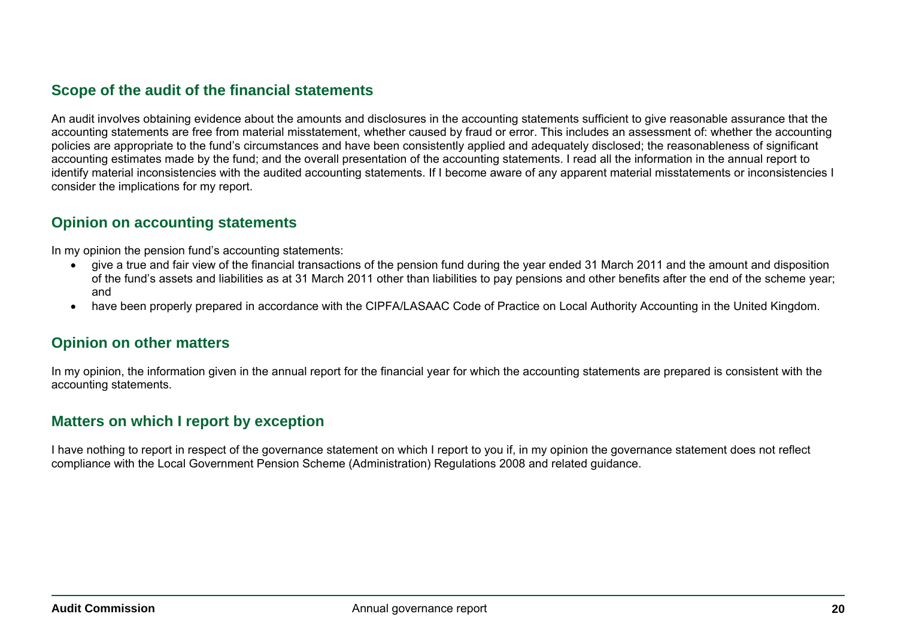## Scope of the audit of the financial statements

An audit involves obtaining evidence about the amounts and disclosures in the accounting statements sufficient to give reasonable assurance that the accounting statements are free from material misstatement, whether caused by fraud or error. This includes an assessment of: whether the accounting policies are appropriate to the fund's circumstances and have been consistently applied and adequately disclosed; the reasonableness of significant accounting estimates made by the fund; and the overall presentation of the accounting statements. I read all the information in the annual report to identify material inconsistencies with the audited accounting statements. If I become aware of any apparent material misstatements or inconsistencies I consider the implications for my report.

## Opinion on accounting statements

In my opinion the pension fund's accounting statements:

- give a true and fair view of the financial transactions of the pension fund during the year ended 31 March 2011 and the amount and disposition of the fund's assets and liabilities as at 31 March 2011 other than liabilities to pay pensions and other benefits after the end of the scheme year; and
- have been properly prepared in accordance with the CIPFA/LASAAC Code of Practice on Local Authority Accounting in the United Kingdom.

## Opinion on other matters

In my opinion, the information given in the annual report for the financial year for which the accounting statements are prepared is consistent with the accounting statements.

## Matters on which I report by exception

I have nothing to report in respect of the governance statement on which I report to you if, in my opinion the governance statement does not reflect compliance with the Local Government Pension Scheme (Administration) Regulations 2008 and related guidance.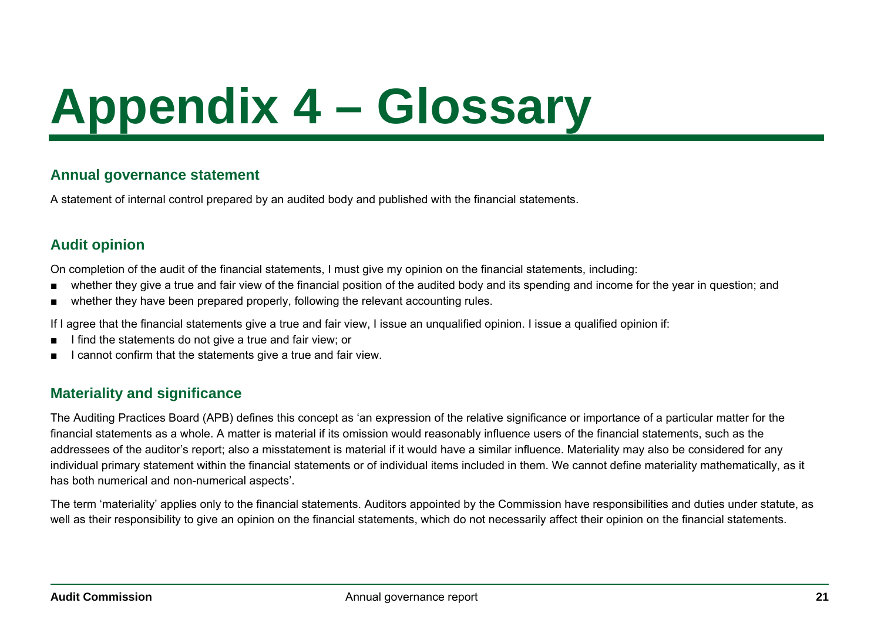# Appendix 4 – Glossary

## Annual governance statement

A statement of internal control prepared by an audited body and published with the financial statements.

## Audit opinion

On completion of the audit of the financial statements, I must give my opinion on the financial statements, including:

- whether they give a true and fair view of the financial position of the audited body and its spending and income for the year in question; and
- whether they have been prepared properly, following the relevant accounting rules.

If I agree that the financial statements give a true and fair view, I issue an unqualified opinion. I issue a qualified opinion if:

- I find the statements do not give a true and fair view; or
- I cannot confirm that the statements give a true and fair view.

## Materiality and significance

The Auditing Practices Board (APB) defines this concept as 'an expression of the relative significance or importance of a particular matter for the financial statements as a whole. A matter is material if its omission would reasonably influence users of the financial statements, such as the addressees of the auditor's report; also a misstatement is material if it would have a similar influence. Materiality may also be considered for any individual primary statement within the financial statements or of individual items included in them. We cannot define materiality mathematically, as it has both numerical and non-numerical aspects'.

The term 'materiality' applies only to the financial statements. Auditors appointed by the Commission have responsibilities and duties under statute, as well as their responsibility to give an opinion on the financial statements, which do not necessarily affect their opinion on the financial statements.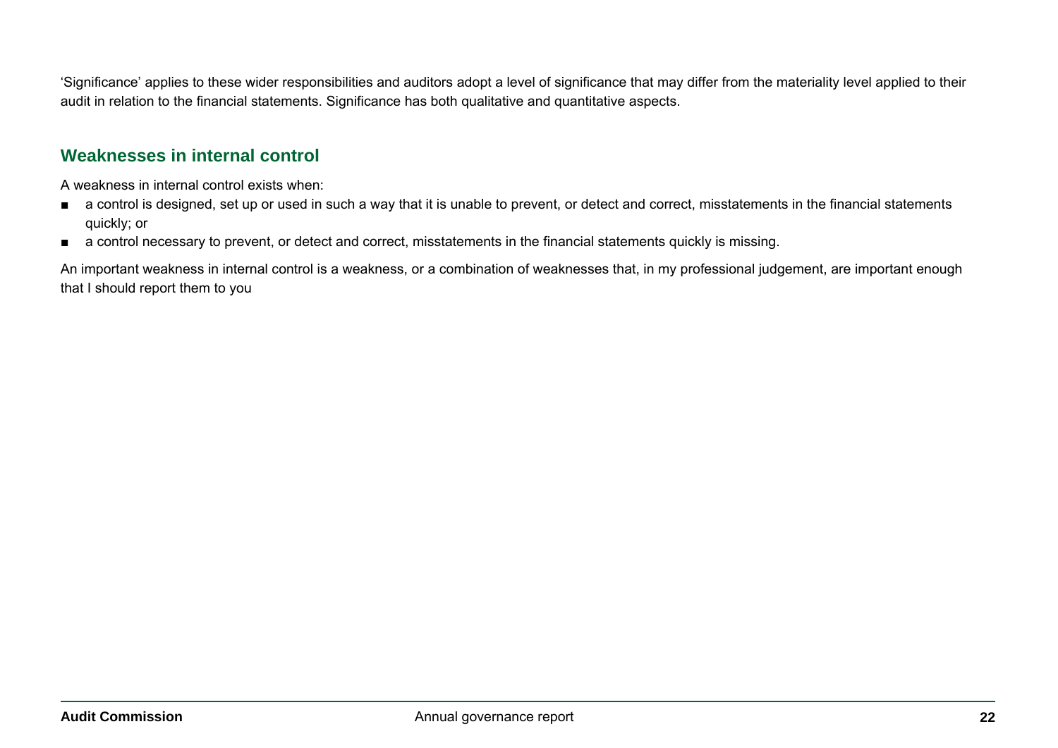'Significance' applies to these wider responsibilities and auditors adopt a level of significance that may differ from the materiality level applied to their audit in relation to the financial statements. Significance has both qualitative and quantitative aspects.

## Weaknesses in internal control

A weakness in internal control exists when:

- a control is designed, set up or used in such a way that it is unable to prevent, or detect and correct, misstatements in the financial statements quickly; or
- a control necessary to prevent, or detect and correct, misstatements in the financial statements quickly is missing.

An important weakness in internal control is a weakness, or a combination of weaknesses that, in my professional judgement, are important enough that I should report them to you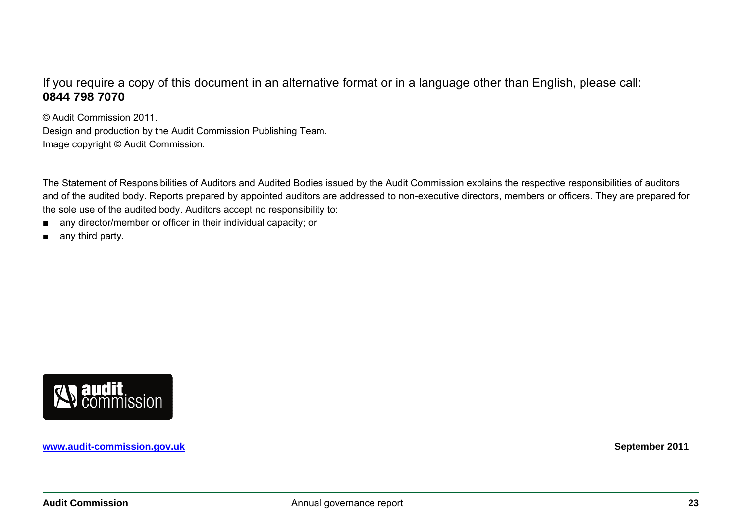If you require a copy of this document in an alternative format or in a language other than English, please call:
**0844 798 7070**

© Audit Commission 2011.
Design and production by the Audit Commission Publishing Team.
Image copyright © Audit Commission.

The Statement of Responsibilities of Auditors and Audited Bodies issued by the Audit Commission explains the respective responsibilities of auditors and of the audited body. Reports prepared by appointed auditors are addressed to non-executive directors, members or officers. They are prepared for the sole use of the audited body. Auditors accept no responsibility to:

- any director/member or officer in their individual capacity; or
- any third party.

audit commission

**www.audit-commission.gov.uk**

**September 2011**